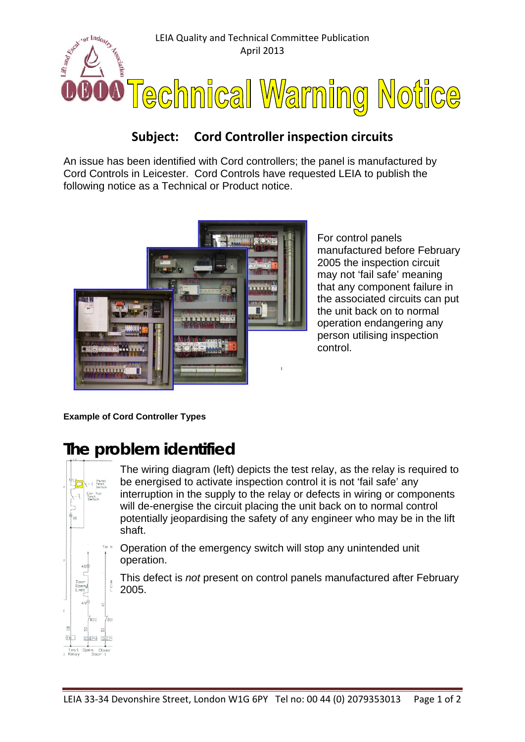LEIA Quality and Technical Committee Publication
April 2013

# Technical Warning Notice

## Subject: Cord Controller inspection circuits

An issue has been identified with Cord controllers; the panel is manufactured by Cord Controls in Leicester. Cord Controls have requested LEIA to publish the following notice as a Technical or Product notice.

For control panels manufactured before February 2005 the inspection circuit may not 'fail safe' meaning that any component failure in the associated circuits can put the unit back on to normal operation endangering any person utilising inspection control.

**Example of Cord Controller Types**

## The problem identified

The wiring diagram (left) depicts the test relay, as the relay is required to be energised to activate inspection control it is not 'fail safe' any interruption in the supply to the relay or defects in wiring or components will de-energise the circuit placing the unit back on to normal control potentially jeopardising the safety of any engineer who may be in the lift shaft.

Operation of the emergency switch will stop any unintended unit operation.

This defect is *not* present on control panels manufactured after February 2005.

LEIA 33-34 Devonshire Street, London W1G 6PY Tel no: 00 44 (0) 2079353013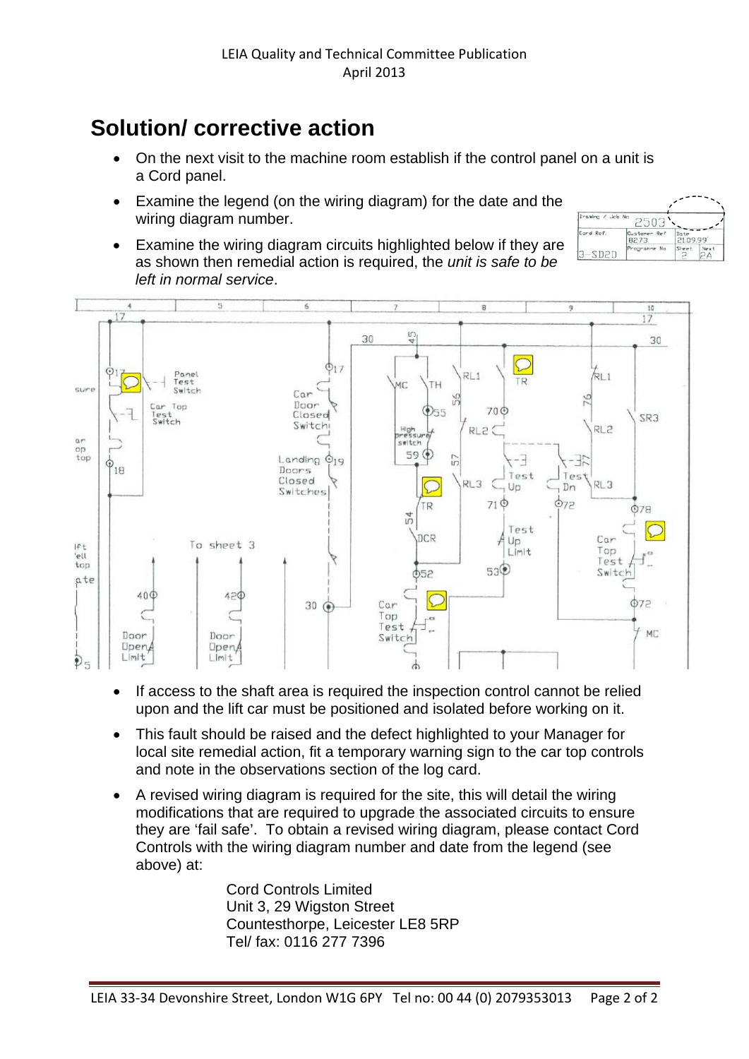# Solution/ corrective action

- On the next visit to the machine room establish if the control panel on a unit is a Cord panel.
- Examine the legend (on the wiring diagram) for the date and the wiring diagram number.
- Examine the wiring diagram circuits highlighted below if they are as shown then remedial action is required, the *unit is safe to be left in normal service*.

- If access to the shaft area is required the inspection control cannot be relied upon and the lift car must be positioned and isolated before working on it.
- This fault should be raised and the defect highlighted to your Manager for local site remedial action, fit a temporary warning sign to the car top controls and note in the observations section of the log card.
- A revised wiring diagram is required for the site, this will detail the wiring modifications that are required to upgrade the associated circuits to ensure they are 'fail safe'. To obtain a revised wiring diagram, please contact Cord Controls with the wiring diagram number and date from the legend (see above) at:

  Cord Controls Limited
  Unit 3, 29 Wigston Street
  Countesthorpe, Leicester LE8 5RP
  Tel/ fax: 0116 277 7396